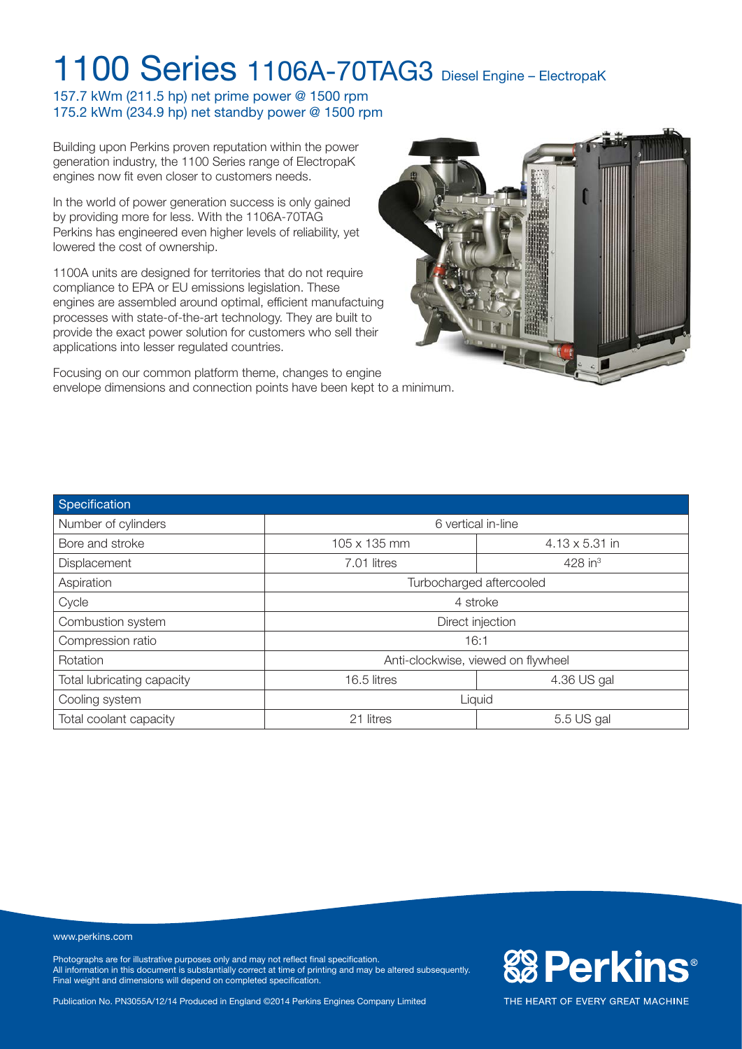# 1100 Series 1106A-70TAG3 Diesel Engine – ElectropaK

157.7 kWm (211.5 hp) net prime power @ 1500 rpm
175.2 kWm (234.9 hp) net standby power @ 1500 rpm

Building upon Perkins proven reputation within the power generation industry, the 1100 Series range of ElectropaK engines now fit even closer to customers needs.

In the world of power generation success is only gained by providing more for less. With the 1106A-70TAG Perkins has engineered even higher levels of reliability, yet lowered the cost of ownership.

1100A units are designed for territories that do not require compliance to EPA or EU emissions legislation. These engines are assembled around optimal, efficient manufactuing processes with state-of-the-art technology. They are built to provide the exact power solution for customers who sell their applications into lesser regulated countries.

Focusing on our common platform theme, changes to engine envelope dimensions and connection points have been kept to a minimum.

| Specification | | |
|---|---|---|
| Number of cylinders | 6 vertical in-line | |
| Bore and stroke | 105 x 135 mm | 4.13 x 5.31 in |
| Displacement | 7.01 litres | 428 in$^3$ |
| Aspiration | Turbocharged aftercooled | |
| Cycle | 4 stroke | |
| Combustion system | Direct injection | |
| Compression ratio | 16:1 | |
| Rotation | Anti-clockwise, viewed on flywheel | |
| Total lubricating capacity | 16.5 litres | 4.36 US gal |
| Cooling system | Liquid | |
| Total coolant capacity | 21 litres | 5.5 US gal |

www.perkins.com

Photographs are for illustrative purposes only and may not reflect final specification.
All information in this document is substantially correct at time of printing and may be altered subsequently.
Final weight and dimensions will depend on completed specification.

Publication No. PN3055A/12/14 Produced in England ©2014 Perkins Engines Company Limited

Perkins®

THE HEART OF EVERY GREAT MACHINE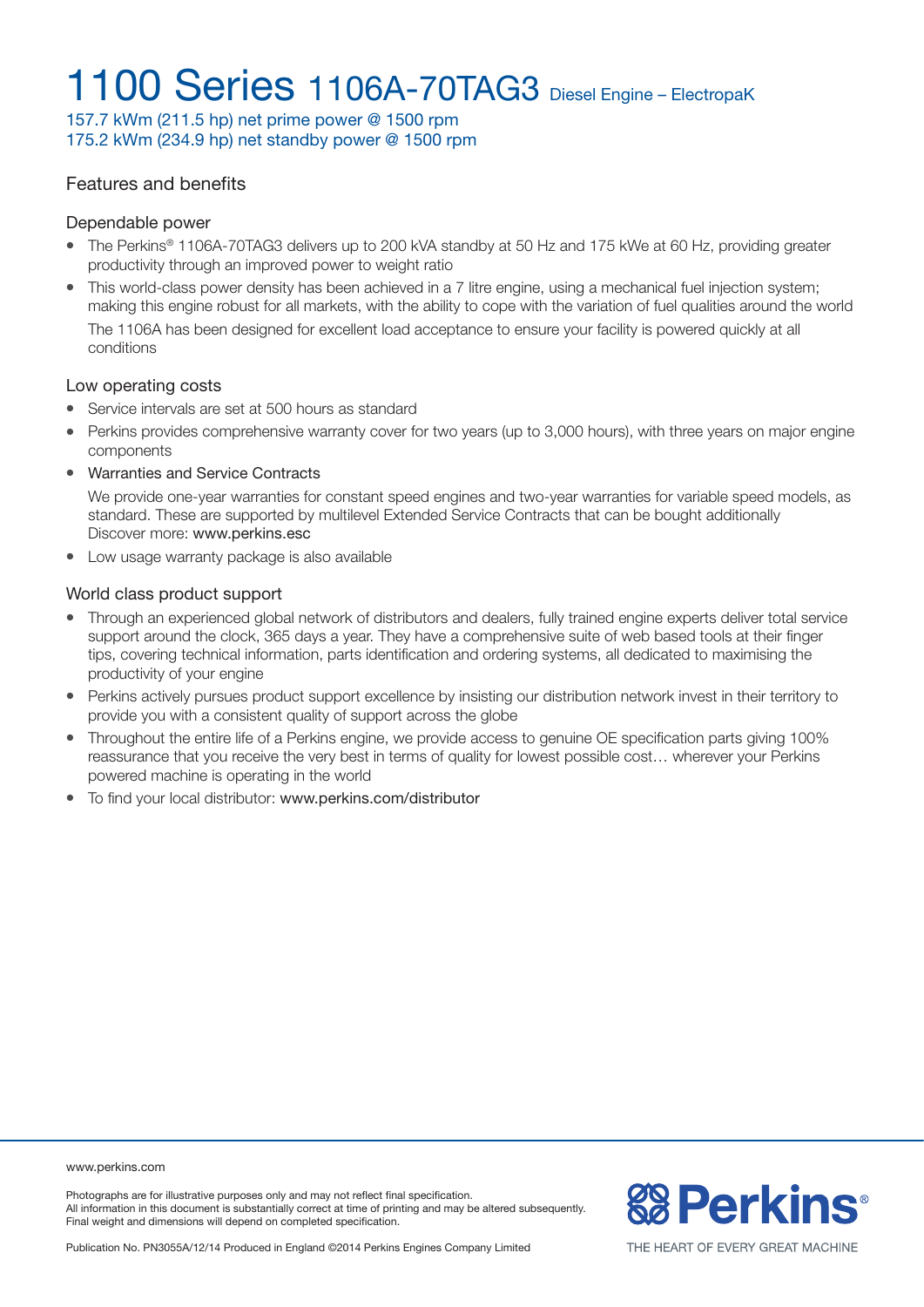# 1100 Series 1106A-70TAG3 Diesel Engine – ElectropaK

157.7 kWm (211.5 hp) net prime power @ 1500 rpm
175.2 kWm (234.9 hp) net standby power @ 1500 rpm

## Features and benefits

### Dependable power

- The Perkins® 1106A-70TAG3 delivers up to 200 kVA standby at 50 Hz and 175 kWe at 60 Hz, providing greater productivity through an improved power to weight ratio
- This world-class power density has been achieved in a 7 litre engine, using a mechanical fuel injection system; making this engine robust for all markets, with the ability to cope with the variation of fuel qualities around the world

  The 1106A has been designed for excellent load acceptance to ensure your facility is powered quickly at all conditions

### Low operating costs

- Service intervals are set at 500 hours as standard
- Perkins provides comprehensive warranty cover for two years (up to 3,000 hours), with three years on major engine components
- Warranties and Service Contracts

  We provide one-year warranties for constant speed engines and two-year warranties for variable speed models, as standard. These are supported by multilevel Extended Service Contracts that can be bought additionally Discover more: www.perkins.esc
- Low usage warranty package is also available

### World class product support

- Through an experienced global network of distributors and dealers, fully trained engine experts deliver total service support around the clock, 365 days a year. They have a comprehensive suite of web based tools at their finger tips, covering technical information, parts identification and ordering systems, all dedicated to maximising the productivity of your engine
- Perkins actively pursues product support excellence by insisting our distribution network invest in their territory to provide you with a consistent quality of support across the globe
- Throughout the entire life of a Perkins engine, we provide access to genuine OE specification parts giving 100% reassurance that you receive the very best in terms of quality for lowest possible cost… wherever your Perkins powered machine is operating in the world
- To find your local distributor: www.perkins.com/distributor

www.perkins.com

Photographs are for illustrative purposes only and may not reflect final specification.
All information in this document is substantially correct at time of printing and may be altered subsequently.
Final weight and dimensions will depend on completed specification.

Publication No. PN3055A/12/14 Produced in England ©2014 Perkins Engines Company Limited

Perkins® THE HEART OF EVERY GREAT MACHINE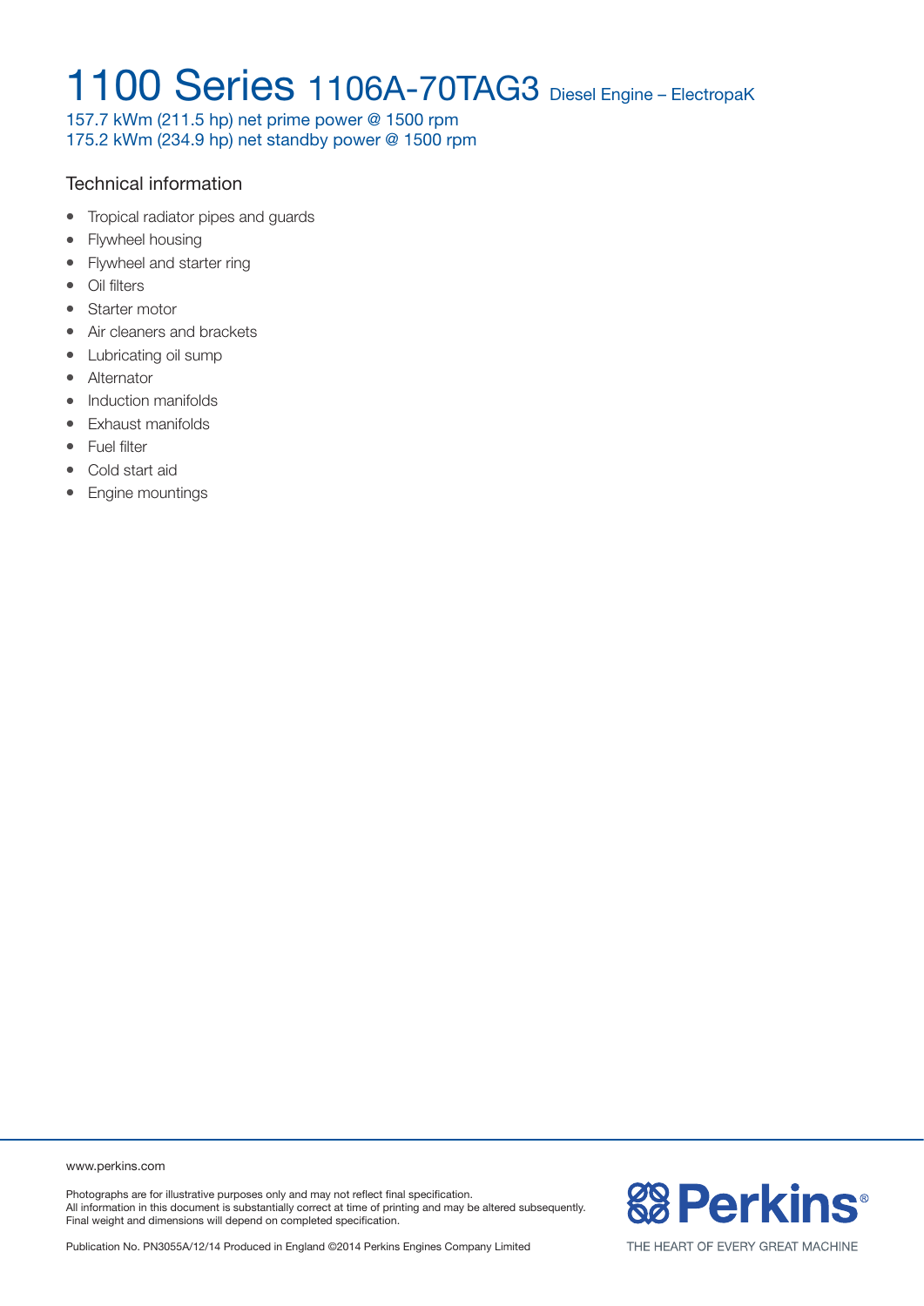# 1100 Series 1106A-70TAG3 Diesel Engine – ElectropaK

157.7 kWm (211.5 hp) net prime power @ 1500 rpm
175.2 kWm (234.9 hp) net standby power @ 1500 rpm

## Technical information

- Tropical radiator pipes and guards
- Flywheel housing
- Flywheel and starter ring
- Oil filters
- Starter motor
- Air cleaners and brackets
- Lubricating oil sump
- Alternator
- Induction manifolds
- Exhaust manifolds
- Fuel filter
- Cold start aid
- Engine mountings

www.perkins.com

Photographs are for illustrative purposes only and may not reflect final specification.
All information in this document is substantially correct at time of printing and may be altered subsequently.
Final weight and dimensions will depend on completed specification.

Publication No. PN3055A/12/14 Produced in England ©2014 Perkins Engines Company Limited

Perkins®

THE HEART OF EVERY GREAT MACHINE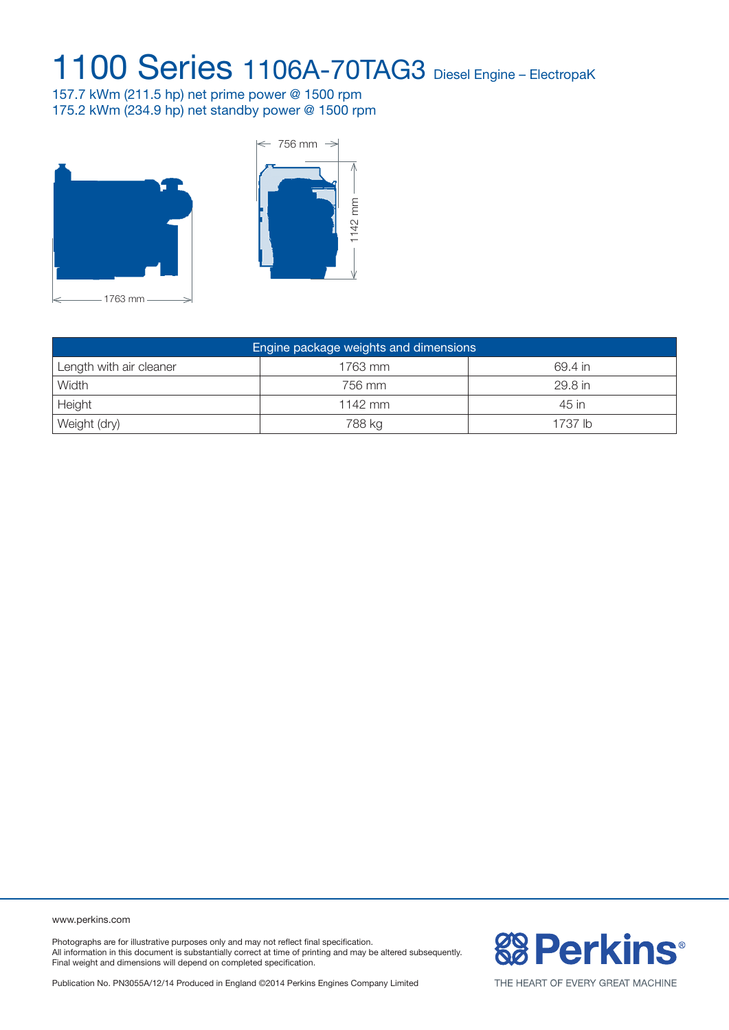# 1100 Series 1106A-70TAG3 Diesel Engine – ElectropaK

157.7 kWm (211.5 hp) net prime power @ 1500 rpm
175.2 kWm (234.9 hp) net standby power @ 1500 rpm

| Engine package weights and dimensions | | |
|---|---|---|
| Length with air cleaner | 1763 mm | 69.4 in |
| Width | 756 mm | 29.8 in |
| Height | 1142 mm | 45 in |
| Weight (dry) | 788 kg | 1737 lb |

www.perkins.com

Photographs are for illustrative purposes only and may not reflect final specification.
All information in this document is substantially correct at time of printing and may be altered subsequently.
Final weight and dimensions will depend on completed specification.

Publication No. PN3055A/12/14 Produced in England ©2014 Perkins Engines Company Limited

Perkins®

THE HEART OF EVERY GREAT MACHINE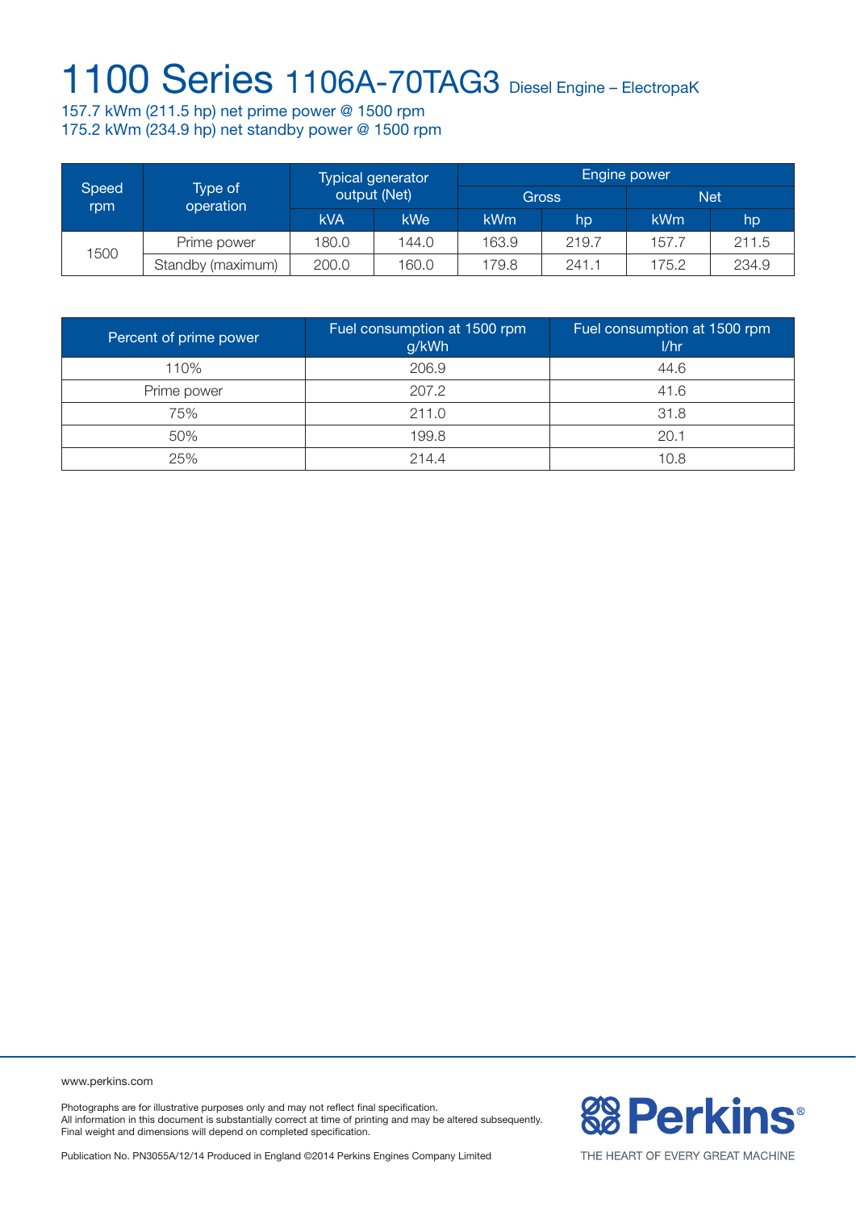# 1100 Series 1106A-70TAG3 Diesel Engine – ElectropaK

157.7 kWm (211.5 hp) net prime power @ 1500 rpm
175.2 kWm (234.9 hp) net standby power @ 1500 rpm

| Speed rpm | Type of operation | Typical generator output (Net) | | Engine power | | | |
|---|---|---|---|---|---|---|---|
| | | | | Gross | | Net | |
| | | kVA | kWe | kWm | hp | kWm | hp |
| 1500 | Prime power | 180.0 | 144.0 | 163.9 | 219.7 | 157.7 | 211.5 |
| | Standby (maximum) | 200.0 | 160.0 | 179.8 | 241.1 | 175.2 | 234.9 |

| Percent of prime power | Fuel consumption at 1500 rpm g/kWh | Fuel consumption at 1500 rpm l/hr |
|---|---|---|
| 110% | 206.9 | 44.6 |
| Prime power | 207.2 | 41.6 |
| 75% | 211.0 | 31.8 |
| 50% | 199.8 | 20.1 |
| 25% | 214.4 | 10.8 |

www.perkins.com

Photographs are for illustrative purposes only and may not reflect final specification.
All information in this document is substantially correct at time of printing and may be altered subsequently.
Final weight and dimensions will depend on completed specification.

Publication No. PN3055A/12/14 Produced in England ©2014 Perkins Engines Company Limited

Perkins®

THE HEART OF EVERY GREAT MACHINE